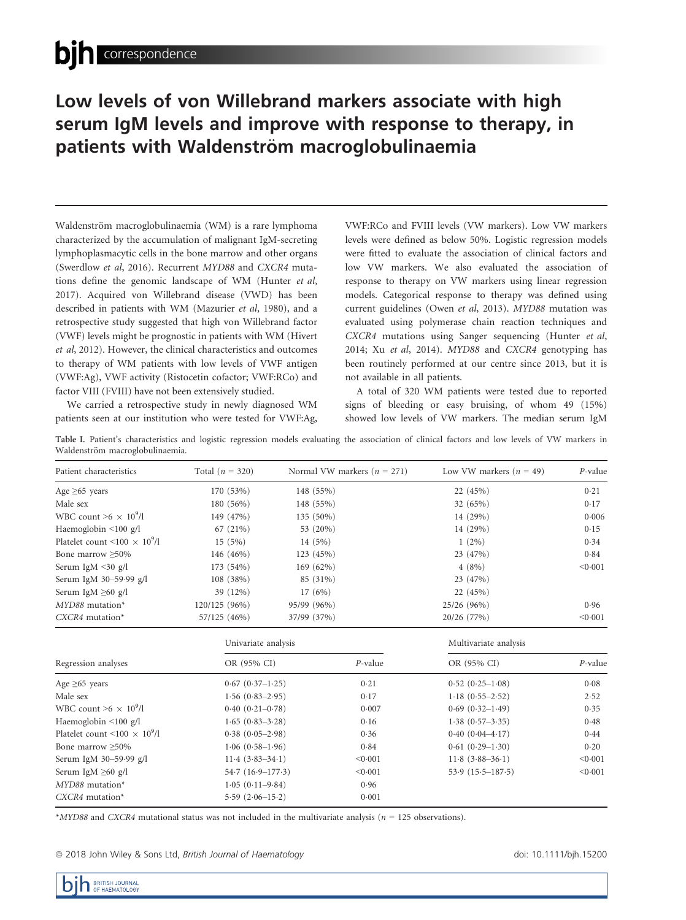# Low levels of von Willebrand markers associate with high serum IgM levels and improve with response to therapy, in patients with Waldenström macroglobulinaemia

Waldenström macroglobulinaemia (WM) is a rare lymphoma characterized by the accumulation of malignant IgM-secreting lymphoplasmacytic cells in the bone marrow and other organs (Swerdlow *et al*, 2016). Recurrent *MYD88* and *CXCR4* mutations define the genomic landscape of WM (Hunter *et al*, 2017). Acquired von Willebrand disease (VWD) has been described in patients with WM (Mazurier *et al*, 1980), and a retrospective study suggested that high von Willebrand factor (VWF) levels might be prognostic in patients with WM (Hivert *et al*, 2012). However, the clinical characteristics and outcomes to therapy of WM patients with low levels of VWF antigen (VWF:Ag), VWF activity (Ristocetin cofactor; VWF:RCo) and factor VIII (FVIII) have not been extensively studied.

We carried a retrospective study in newly diagnosed WM patients seen at our institution who were tested for VWF:Ag, VWF:RCo and FVIII levels (VW markers). Low VW markers levels were defined as below 50%. Logistic regression models were fitted to evaluate the association of clinical factors and low VW markers. We also evaluated the association of response to therapy on VW markers using linear regression models. Categorical response to therapy was defined using current guidelines (Owen *et al*, 2013). *MYD88* mutation was evaluated using polymerase chain reaction techniques and *CXCR4* mutations using Sanger sequencing (Hunter *et al*, 2014; Xu *et al*, 2014). *MYD88* and *CXCR4* genotyping has been routinely performed at our centre since 2013, but it is not available in all patients.

A total of 320 WM patients were tested due to reported signs of bleeding or easy bruising, of whom 49 (15%) showed low levels of VW markers. The median serum IgM

Table I. Patient's characteristics and logistic regression models evaluating the association of clinical factors and low levels of VW markers in Waldenström macroglobulinaemia.

| Patient characteristics | Total ($n$ = 320) | Normal VW markers ($n$ = 271) | Low VW markers ($n$ = 49) | *P*-value |
|---|---|---|---|---|
| Age ≥65 years | 170 (53%) | 148 (55%) | 22 (45%) | 0·21 |
| Male sex | 180 (56%) | 148 (55%) | 32 (65%) | 0·17 |
| WBC count >6 × $10^9$/l | 149 (47%) | 135 (50%) | 14 (29%) | 0·006 |
| Haemoglobin <100 g/l | 67 (21%) | 53 (20%) | 14 (29%) | 0·15 |
| Platelet count <100 × $10^9$/l | 15 (5%) | 14 (5%) | 1 (2%) | 0·34 |
| Bone marrow ≥50% | 146 (46%) | 123 (45%) | 23 (47%) | 0·84 |
| Serum IgM <30 g/l | 173 (54%) | 169 (62%) | 4 (8%) | <0·001 |
| Serum IgM 30–59·99 g/l | 108 (38%) | 85 (31%) | 23 (47%) | |
| Serum IgM ≥60 g/l | 39 (12%) | 17 (6%) | 22 (45%) | |
| *MYD88* mutation* | 120/125 (96%) | 95/99 (96%) | 25/26 (96%) | 0·96 |
| *CXCR4* mutation* | 57/125 (46%) | 37/99 (37%) | 20/26 (77%) | <0·001 |

| Regression analyses | Univariate analysis | | Multivariate analysis | |
|---|---|---|---|---|
| | OR (95% CI) | *P*-value | OR (95% CI) | *P*-value |
| Age ≥65 years | 0·67 (0·37–1·25) | 0·21 | 0·52 (0·25–1·08) | 0·08 |
| Male sex | 1·56 (0·83–2·95) | 0·17 | 1·18 (0·55–2·52) | 2·52 |
| WBC count >6 × $10^9$/l | 0·40 (0·21–0·78) | 0·007 | 0·69 (0·32–1·49) | 0·35 |
| Haemoglobin <100 g/l | 1·65 (0·83–3·28) | 0·16 | 1·38 (0·57–3·35) | 0·48 |
| Platelet count <100 × $10^9$/l | 0·38 (0·05–2·98) | 0·36 | 0·40 (0·04–4·17) | 0·44 |
| Bone marrow ≥50% | 1·06 (0·58–1·96) | 0·84 | 0·61 (0·29–1·30) | 0·20 |
| Serum IgM 30–59·99 g/l | 11·4 (3·83–34·1) | <0·001 | 11·8 (3·88–36·1) | <0·001 |
| Serum IgM ≥60 g/l | 54·7 (16·9–177·3) | <0·001 | 53·9 (15·5–187·5) | <0·001 |
| *MYD88* mutation* | 1·05 (0·11–9·84) | 0·96 | | |
| *CXCR4* mutation* | 5·59 (2·06–15·2) | 0·001 | | |

\**MYD88* and *CXCR4* mutational status was not included in the multivariate analysis ($n$ = 125 observations).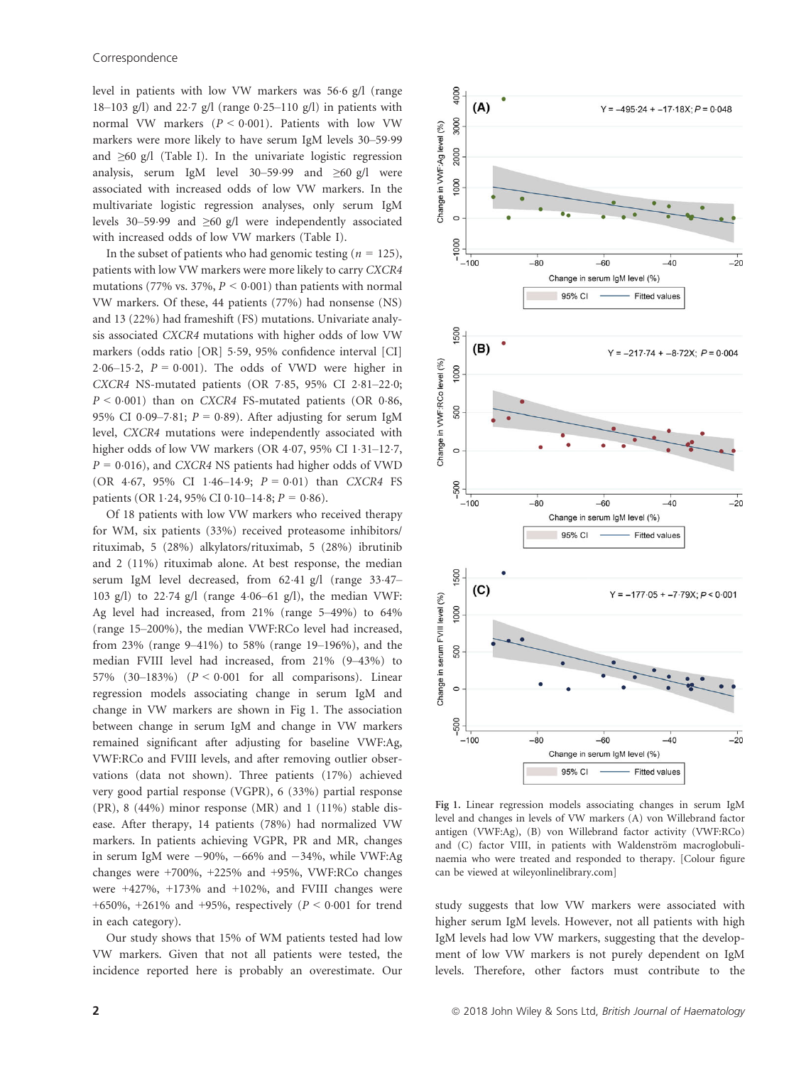level in patients with low VW markers was 56·6 g/l (range 18–103 g/l) and 22·7 g/l (range 0·25–110 g/l) in patients with normal VW markers ($P < 0·001$). Patients with low VW markers were more likely to have serum IgM levels 30–59·99 and ≥60 g/l (Table I). In the univariate logistic regression analysis, serum IgM level 30–59·99 and ≥60 g/l were associated with increased odds of low VW markers. In the multivariate logistic regression analyses, only serum IgM levels 30–59·99 and ≥60 g/l were independently associated with increased odds of low VW markers (Table I).

In the subset of patients who had genomic testing ($n = 125$), patients with low VW markers were more likely to carry *CXCR4* mutations (77% vs. 37%, $P < 0·001$) than patients with normal VW markers. Of these, 44 patients (77%) had nonsense (NS) and 13 (22%) had frameshift (FS) mutations. Univariate analysis associated *CXCR4* mutations with higher odds of low VW markers (odds ratio [OR] 5·59, 95% confidence interval [CI] 2·06–15·2, $P = 0·001$). The odds of VWD were higher in *CXCR4* NS-mutated patients (OR 7·85, 95% CI 2·81–22·0; $P < 0·001$) than on *CXCR4* FS-mutated patients (OR 0·86, 95% CI 0·09–7·81; $P = 0·89$). After adjusting for serum IgM level, *CXCR4* mutations were independently associated with higher odds of low VW markers (OR 4·07, 95% CI 1·31–12·7, $P = 0·016$), and *CXCR4* NS patients had higher odds of VWD (OR 4·67, 95% CI 1·46–14·9; $P = 0·01$) than *CXCR4* FS patients (OR 1·24, 95% CI 0·10–14·8; $P = 0·86$).

Of 18 patients with low VW markers who received therapy for WM, six patients (33%) received proteasome inhibitors/rituximab, 5 (28%) alkylators/rituximab, 5 (28%) ibrutinib and 2 (11%) rituximab alone. At best response, the median serum IgM level decreased, from 62·41 g/l (range 33·47–103 g/l) to 22·74 g/l (range 4·06–61 g/l), the median VWF:Ag level had increased, from 21% (range 5–49%) to 64% (range 15–200%), the median VWF:RCo level had increased, from 23% (range 9–41%) to 58% (range 19–196%), and the median FVIII level had increased, from 21% (9–43%) to 57% (30–183%) ($P < 0·001$ for all comparisons). Linear regression models associating change in serum IgM and change in VW markers are shown in Fig 1. The association between change in serum IgM and change in VW markers remained significant after adjusting for baseline VWF:Ag, VWF:RCo and FVIII levels, and after removing outlier observations (data not shown). Three patients (17%) achieved very good partial response (VGPR), 6 (33%) partial response (PR), 8 (44%) minor response (MR) and 1 (11%) stable disease. After therapy, 14 patients (78%) had normalized VW markers. In patients achieving VGPR, PR and MR, changes in serum IgM were −90%, −66% and −34%, while VWF:Ag changes were +700%, +225% and +95%, VWF:RCo changes were +427%, +173% and +102%, and FVIII changes were +650%, +261% and +95%, respectively ($P < 0·001$ for trend in each category).

Our study shows that 15% of WM patients tested had low VW markers. Given that not all patients were tested, the incidence reported here is probably an overestimate. Our study suggests that low VW markers were associated with higher serum IgM levels. However, not all patients with high IgM levels had low VW markers, suggesting that the development of low VW markers is not purely dependent on IgM levels. Therefore, other factors must contribute to the

Fig 1. Linear regression models associating changes in serum IgM level and changes in levels of VW markers (A) von Willebrand factor antigen (VWF:Ag), (B) von Willebrand factor activity (VWF:RCo) and (C) factor VIII, in patients with Waldenström macroglobulinaemia who were treated and responded to therapy. [Colour figure can be viewed at wileyonlinelibrary.com]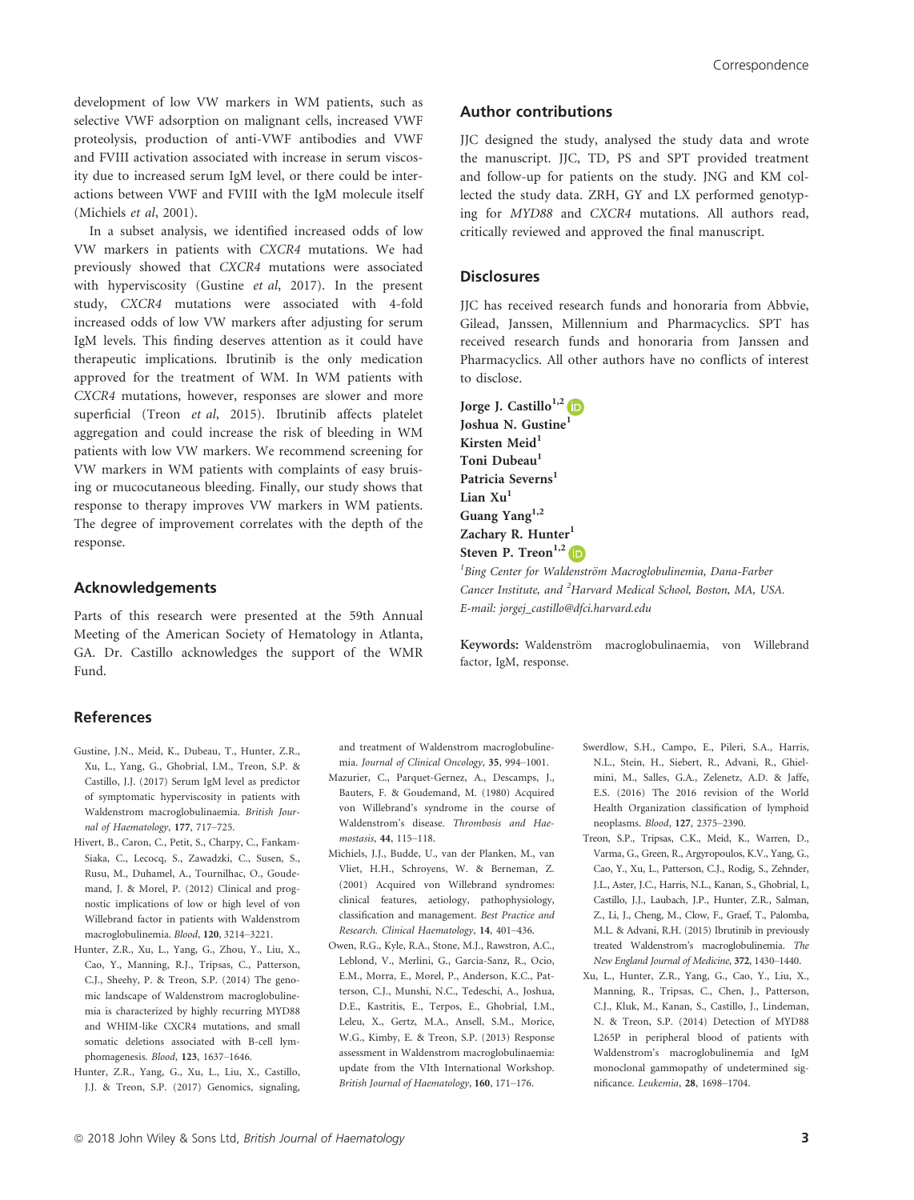development of low VW markers in WM patients, such as selective VWF adsorption on malignant cells, increased VWF proteolysis, production of anti-VWF antibodies and VWF and FVIII activation associated with increase in serum viscosity due to increased serum IgM level, or there could be interactions between VWF and FVIII with the IgM molecule itself (Michiels *et al*, 2001).

In a subset analysis, we identified increased odds of low VW markers in patients with *CXCR4* mutations. We had previously showed that *CXCR4* mutations were associated with hyperviscosity (Gustine *et al*, 2017). In the present study, *CXCR4* mutations were associated with 4-fold increased odds of low VW markers after adjusting for serum IgM levels. This finding deserves attention as it could have therapeutic implications. Ibrutinib is the only medication approved for the treatment of WM. In WM patients with *CXCR4* mutations, however, responses are slower and more superficial (Treon *et al*, 2015). Ibrutinib affects platelet aggregation and could increase the risk of bleeding in WM patients with low VW markers. We recommend screening for VW markers in WM patients with complaints of easy bruising or mucocutaneous bleeding. Finally, our study shows that response to therapy improves VW markers in WM patients. The degree of improvement correlates with the depth of the response.

## Acknowledgements

Parts of this research were presented at the 59th Annual Meeting of the American Society of Hematology in Atlanta, GA. Dr. Castillo acknowledges the support of the WMR Fund.

## Author contributions

JJC designed the study, analysed the study data and wrote the manuscript. JJC, TD, PS and SPT provided treatment and follow-up for patients on the study. JNG and KM collected the study data. ZRH, GY and LX performed genotyping for *MYD88* and *CXCR4* mutations. All authors read, critically reviewed and approved the final manuscript.

## Disclosures

JJC has received research funds and honoraria from Abbvie, Gilead, Janssen, Millennium and Pharmacyclics. SPT has received research funds and honoraria from Janssen and Pharmacyclics. All other authors have no conflicts of interest to disclose.

**Jorge J. Castillo**[1,2]
**Joshua N. Gustine**[1]
**Kirsten Meid**[1]
**Toni Dubeau**[1]
**Patricia Severns**[1]
**Lian Xu**[1]
**Guang Yang**[1,2]
**Zachary R. Hunter**[1]
**Steven P. Treon**[1,2]

*[1]Bing Center for Waldenström Macroglobulinemia, Dana-Farber Cancer Institute, and [2]Harvard Medical School, Boston, MA, USA.*
*E-mail: jorgej_castillo@dfci.harvard.edu*

**Keywords:** Waldenström macroglobulinaemia, von Willebrand factor, IgM, response.

## References

Gustine, J.N., Meid, K., Dubeau, T., Hunter, Z.R., Xu, L., Yang, G., Ghobrial, I.M., Treon, S.P. & Castillo, J.J. (2017) Serum IgM level as predictor of symptomatic hyperviscosity in patients with Waldenstrom macroglobulinaemia. *British Journal of Haematology*, **177**, 717–725.

Hivert, B., Caron, C., Petit, S., Charpy, C., Fankam-Siaka, C., Lecocq, S., Zawadzki, C., Susen, S., Rusu, M., Duhamel, A., Tournilhac, O., Goudemand, J. & Morel, P. (2012) Clinical and prognostic implications of low or high level of von Willebrand factor in patients with Waldenstrom macroglobulinemia. *Blood*, **120**, 3214–3221.

Hunter, Z.R., Xu, L., Yang, G., Zhou, Y., Liu, X., Cao, Y., Manning, R.J., Tripsas, C., Patterson, C.J., Sheehy, P. & Treon, S.P. (2014) The genomic landscape of Waldenstrom macroglobulinemia is characterized by highly recurring MYD88 and WHIM-like CXCR4 mutations, and small somatic deletions associated with B-cell lymphomagenesis. *Blood*, **123**, 1637–1646.

Hunter, Z.R., Yang, G., Xu, L., Liu, X., Castillo, J.J. & Treon, S.P. (2017) Genomics, signaling, and treatment of Waldenstrom macroglobulinemia. *Journal of Clinical Oncology*, **35**, 994–1001.

Mazurier, C., Parquet-Gernez, A., Descamps, J., Bauters, F. & Goudemand, M. (1980) Acquired von Willebrand's syndrome in the course of Waldenstrom's disease. *Thrombosis and Haemostasis*, **44**, 115–118.

Michiels, J.J., Budde, U., van der Planken, M., van Vliet, H.H., Schroyens, W. & Berneman, Z. (2001) Acquired von Willebrand syndromes: clinical features, aetiology, pathophysiology, classification and management. *Best Practice and Research. Clinical Haematology*, **14**, 401–436.

Owen, R.G., Kyle, R.A., Stone, M.J., Rawstron, A.C., Leblond, V., Merlini, G., Garcia-Sanz, R., Ocio, E.M., Morra, E., Morel, P., Anderson, K.C., Patterson, C.J., Munshi, N.C., Tedeschi, A., Joshua, D.E., Kastritis, E., Terpos, E., Ghobrial, I.M., Leleu, X., Gertz, M.A., Ansell, S.M., Morice, W.G., Kimby, E. & Treon, S.P. (2013) Response assessment in Waldenstrom macroglobulinaemia: update from the VIth International Workshop. *British Journal of Haematology*, **160**, 171–176.

Swerdlow, S.H., Campo, E., Pileri, S.A., Harris, N.L., Stein, H., Siebert, R., Advani, R., Ghielmini, M., Salles, G.A., Zelenetz, A.D. & Jaffe, E.S. (2016) The 2016 revision of the World Health Organization classification of lymphoid neoplasms. *Blood*, **127**, 2375–2390.

Treon, S.P., Tripsas, C.K., Meid, K., Warren, D., Varma, G., Green, R., Argyropoulos, K.V., Yang, G., Cao, Y., Xu, L., Patterson, C.J., Rodig, S., Zehnder, J.L., Aster, J.C., Harris, N.L., Kanan, S., Ghobrial, I., Castillo, J.J., Laubach, J.P., Hunter, Z.R., Salman, Z., Li, J., Cheng, M., Clow, F., Graef, T., Palomba, M.L. & Advani, R.H. (2015) Ibrutinib in previously treated Waldenstrom's macroglobulinemia. *The New England Journal of Medicine*, **372**, 1430–1440.

Xu, L., Hunter, Z.R., Yang, G., Cao, Y., Liu, X., Manning, R., Tripsas, C., Chen, J., Patterson, C.J., Kluk, M., Kanan, S., Castillo, J., Lindeman, N. & Treon, S.P. (2014) Detection of MYD88 L265P in peripheral blood of patients with Waldenstrom's macroglobulinemia and IgM monoclonal gammopathy of undetermined significance. *Leukemia*, **28**, 1698–1704.